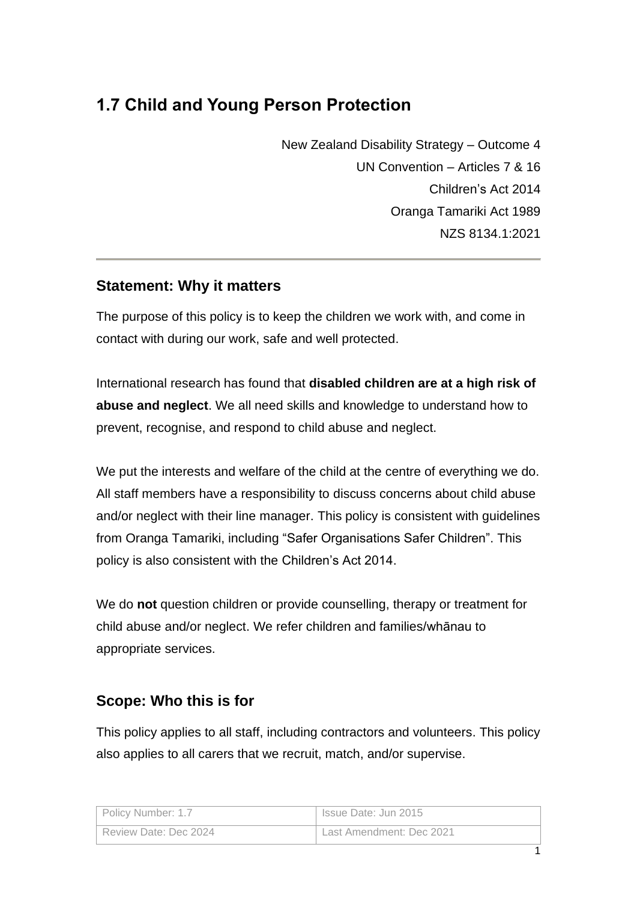# 1.7 Child and Young Person Protection

New Zealand Disability Strategy – Outcome 4
UN Convention – Articles 7 & 16
Children's Act 2014
Oranga Tamariki Act 1989
NZS 8134.1:2021

---

## Statement: Why it matters

The purpose of this policy is to keep the children we work with, and come in contact with during our work, safe and well protected.

International research has found that **disabled children are at a high risk of abuse and neglect**. We all need skills and knowledge to understand how to prevent, recognise, and respond to child abuse and neglect.

We put the interests and welfare of the child at the centre of everything we do. All staff members have a responsibility to discuss concerns about child abuse and/or neglect with their line manager. This policy is consistent with guidelines from Oranga Tamariki, including "Safer Organisations Safer Children". This policy is also consistent with the Children's Act 2014.

We do **not** question children or provide counselling, therapy or treatment for child abuse and/or neglect. We refer children and families/whānau to appropriate services.

## Scope: Who this is for

This policy applies to all staff, including contractors and volunteers. This policy also applies to all carers that we recruit, match, and/or supervise.

| Policy Number: 1.7 | Issue Date: Jun 2015 |
| --- | --- |
| Review Date: Dec 2024 | Last Amendment: Dec 2021 |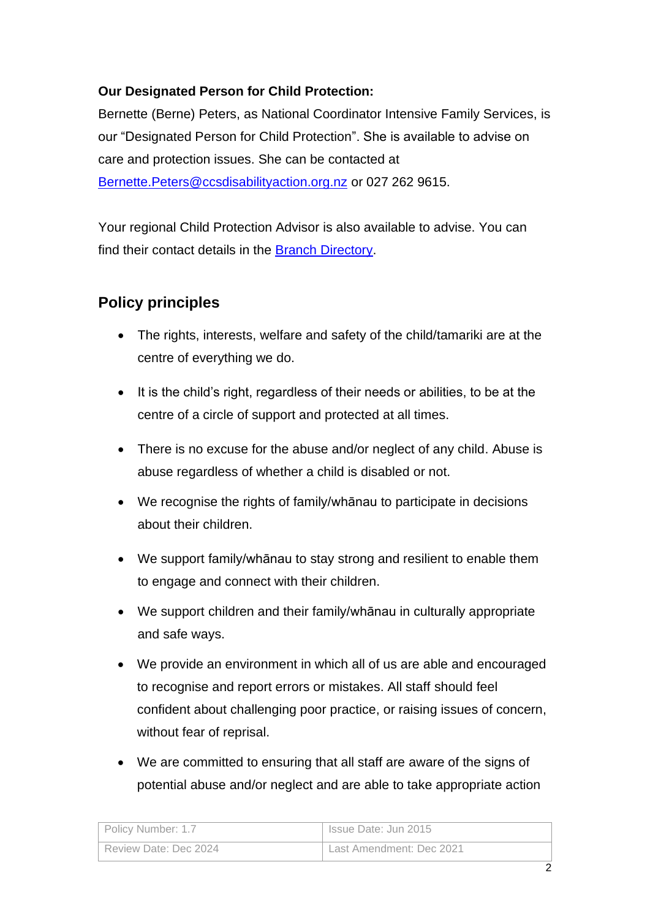**Our Designated Person for Child Protection:**

Bernette (Berne) Peters, as National Coordinator Intensive Family Services, is our "Designated Person for Child Protection". She is available to advise on care and protection issues. She can be contacted at [Bernette.Peters@ccsdisabilityaction.org.nz](mailto:Bernette.Peters@ccsdisabilityaction.org.nz) or 027 262 9615.

Your regional Child Protection Advisor is also available to advise. You can find their contact details in the [Branch Directory](#).

## Policy principles

- The rights, interests, welfare and safety of the child/tamariki are at the centre of everything we do.
- It is the child's right, regardless of their needs or abilities, to be at the centre of a circle of support and protected at all times.
- There is no excuse for the abuse and/or neglect of any child. Abuse is abuse regardless of whether a child is disabled or not.
- We recognise the rights of family/whānau to participate in decisions about their children.
- We support family/whānau to stay strong and resilient to enable them to engage and connect with their children.
- We support children and their family/whānau in culturally appropriate and safe ways.
- We provide an environment in which all of us are able and encouraged to recognise and report errors or mistakes. All staff should feel confident about challenging poor practice, or raising issues of concern, without fear of reprisal.
- We are committed to ensuring that all staff are aware of the signs of potential abuse and/or neglect and are able to take appropriate action

| Policy Number: 1.7 | Issue Date: Jun 2015 |
| --- | --- |
| Review Date: Dec 2024 | Last Amendment: Dec 2021 |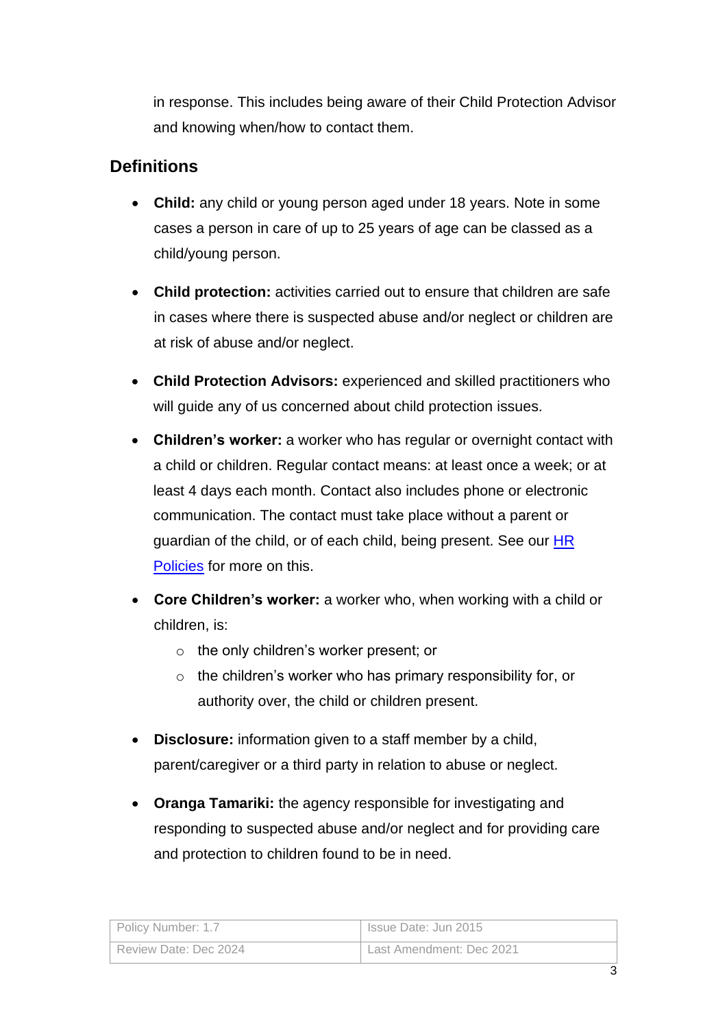in response. This includes being aware of their Child Protection Advisor and knowing when/how to contact them.

## Definitions

- **Child:** any child or young person aged under 18 years. Note in some cases a person in care of up to 25 years of age can be classed as a child/young person.
- **Child protection:** activities carried out to ensure that children are safe in cases where there is suspected abuse and/or neglect or children are at risk of abuse and/or neglect.
- **Child Protection Advisors:** experienced and skilled practitioners who will guide any of us concerned about child protection issues.
- **Children's worker:** a worker who has regular or overnight contact with a child or children. Regular contact means: at least once a week; or at least 4 days each month. Contact also includes phone or electronic communication. The contact must take place without a parent or guardian of the child, or of each child, being present. See our HR Policies for more on this.
- **Core Children's worker:** a worker who, when working with a child or children, is:
  - the only children's worker present; or
  - the children's worker who has primary responsibility for, or authority over, the child or children present.
- **Disclosure:** information given to a staff member by a child, parent/caregiver or a third party in relation to abuse or neglect.
- **Oranga Tamariki:** the agency responsible for investigating and responding to suspected abuse and/or neglect and for providing care and protection to children found to be in need.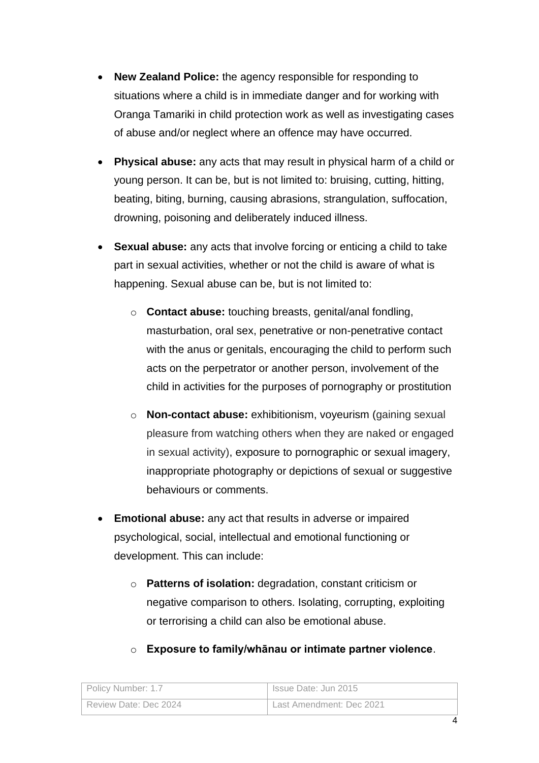- **New Zealand Police:** the agency responsible for responding to situations where a child is in immediate danger and for working with Oranga Tamariki in child protection work as well as investigating cases of abuse and/or neglect where an offence may have occurred.

- **Physical abuse:** any acts that may result in physical harm of a child or young person. It can be, but is not limited to: bruising, cutting, hitting, beating, biting, burning, causing abrasions, strangulation, suffocation, drowning, poisoning and deliberately induced illness.

- **Sexual abuse:** any acts that involve forcing or enticing a child to take part in sexual activities, whether or not the child is aware of what is happening. Sexual abuse can be, but is not limited to:

  - **Contact abuse:** touching breasts, genital/anal fondling, masturbation, oral sex, penetrative or non-penetrative contact with the anus or genitals, encouraging the child to perform such acts on the perpetrator or another person, involvement of the child in activities for the purposes of pornography or prostitution

  - **Non-contact abuse:** exhibitionism, voyeurism (gaining sexual pleasure from watching others when they are naked or engaged in sexual activity), exposure to pornographic or sexual imagery, inappropriate photography or depictions of sexual or suggestive behaviours or comments.

- **Emotional abuse:** any act that results in adverse or impaired psychological, social, intellectual and emotional functioning or development. This can include:

  - **Patterns of isolation:** degradation, constant criticism or negative comparison to others. Isolating, corrupting, exploiting or terrorising a child can also be emotional abuse.

  - **Exposure to family/whānau or intimate partner violence**.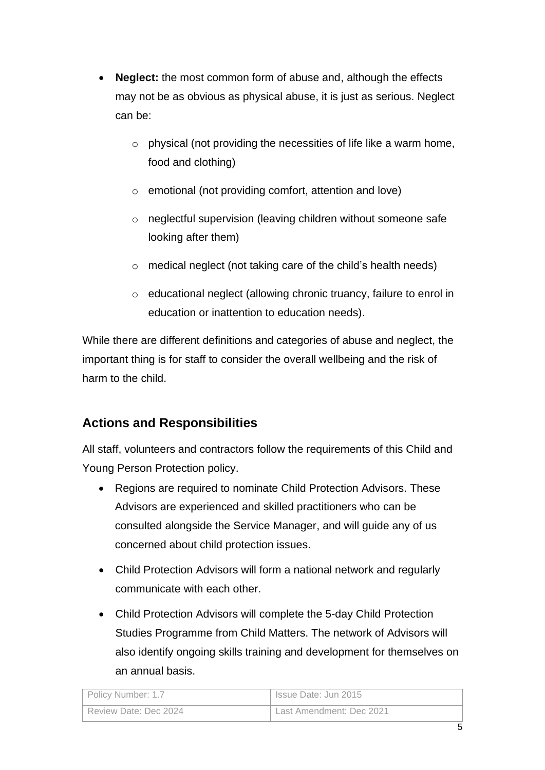- **Neglect:** the most common form of abuse and, although the effects may not be as obvious as physical abuse, it is just as serious. Neglect can be:
  - physical (not providing the necessities of life like a warm home, food and clothing)
  - emotional (not providing comfort, attention and love)
  - neglectful supervision (leaving children without someone safe looking after them)
  - medical neglect (not taking care of the child's health needs)
  - educational neglect (allowing chronic truancy, failure to enrol in education or inattention to education needs).

While there are different definitions and categories of abuse and neglect, the important thing is for staff to consider the overall wellbeing and the risk of harm to the child.

## Actions and Responsibilities

All staff, volunteers and contractors follow the requirements of this Child and Young Person Protection policy.

- Regions are required to nominate Child Protection Advisors. These Advisors are experienced and skilled practitioners who can be consulted alongside the Service Manager, and will guide any of us concerned about child protection issues.
- Child Protection Advisors will form a national network and regularly communicate with each other.
- Child Protection Advisors will complete the 5-day Child Protection Studies Programme from Child Matters. The network of Advisors will also identify ongoing skills training and development for themselves on an annual basis.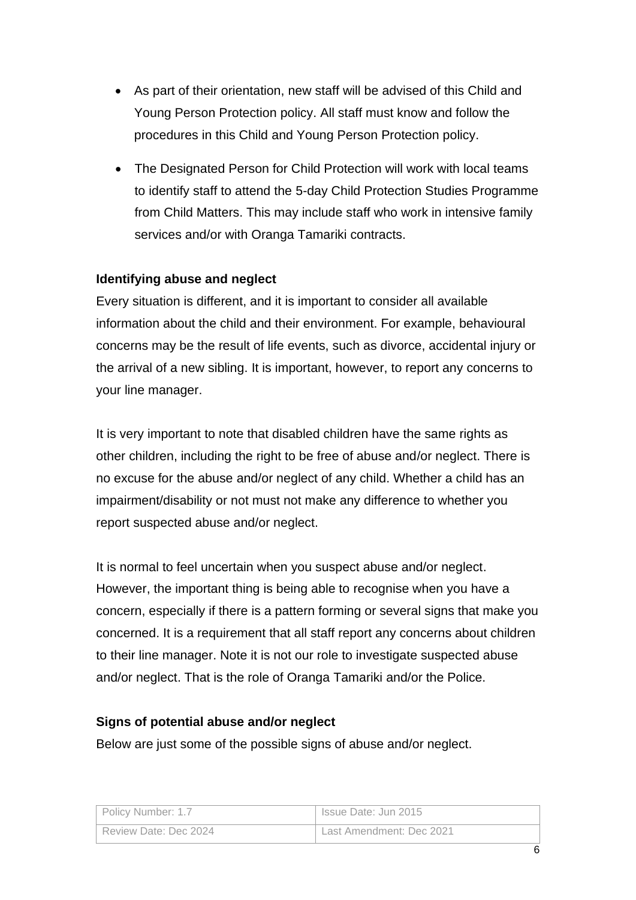- As part of their orientation, new staff will be advised of this Child and Young Person Protection policy. All staff must know and follow the procedures in this Child and Young Person Protection policy.
- The Designated Person for Child Protection will work with local teams to identify staff to attend the 5-day Child Protection Studies Programme from Child Matters. This may include staff who work in intensive family services and/or with Oranga Tamariki contracts.

**Identifying abuse and neglect**

Every situation is different, and it is important to consider all available information about the child and their environment. For example, behavioural concerns may be the result of life events, such as divorce, accidental injury or the arrival of a new sibling. It is important, however, to report any concerns to your line manager.

It is very important to note that disabled children have the same rights as other children, including the right to be free of abuse and/or neglect. There is no excuse for the abuse and/or neglect of any child. Whether a child has an impairment/disability or not must not make any difference to whether you report suspected abuse and/or neglect.

It is normal to feel uncertain when you suspect abuse and/or neglect. However, the important thing is being able to recognise when you have a concern, especially if there is a pattern forming or several signs that make you concerned. It is a requirement that all staff report any concerns about children to their line manager. Note it is not our role to investigate suspected abuse and/or neglect. That is the role of Oranga Tamariki and/or the Police.

**Signs of potential abuse and/or neglect**

Below are just some of the possible signs of abuse and/or neglect.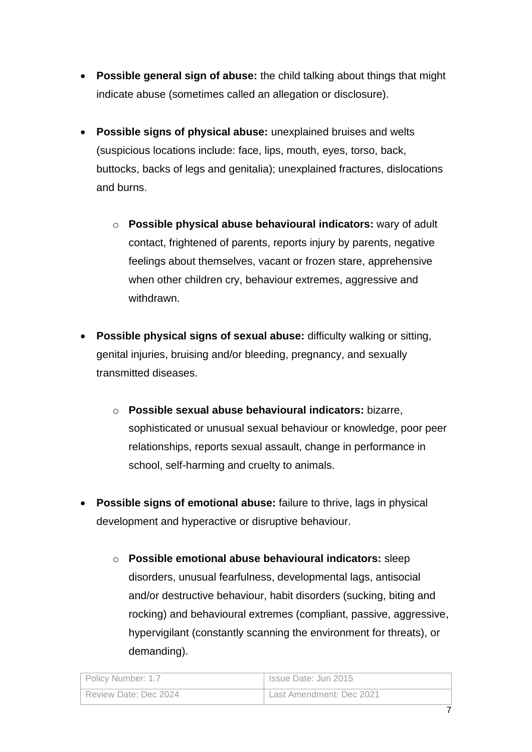- **Possible general sign of abuse:** the child talking about things that might indicate abuse (sometimes called an allegation or disclosure).

- **Possible signs of physical abuse:** unexplained bruises and welts (suspicious locations include: face, lips, mouth, eyes, torso, back, buttocks, backs of legs and genitalia); unexplained fractures, dislocations and burns.

    - **Possible physical abuse behavioural indicators:** wary of adult contact, frightened of parents, reports injury by parents, negative feelings about themselves, vacant or frozen stare, apprehensive when other children cry, behaviour extremes, aggressive and withdrawn.

- **Possible physical signs of sexual abuse:** difficulty walking or sitting, genital injuries, bruising and/or bleeding, pregnancy, and sexually transmitted diseases.

    - **Possible sexual abuse behavioural indicators:** bizarre, sophisticated or unusual sexual behaviour or knowledge, poor peer relationships, reports sexual assault, change in performance in school, self-harming and cruelty to animals.

- **Possible signs of emotional abuse:** failure to thrive, lags in physical development and hyperactive or disruptive behaviour.

    - **Possible emotional abuse behavioural indicators:** sleep disorders, unusual fearfulness, developmental lags, antisocial and/or destructive behaviour, habit disorders (sucking, biting and rocking) and behavioural extremes (compliant, passive, aggressive, hypervigilant (constantly scanning the environment for threats), or demanding).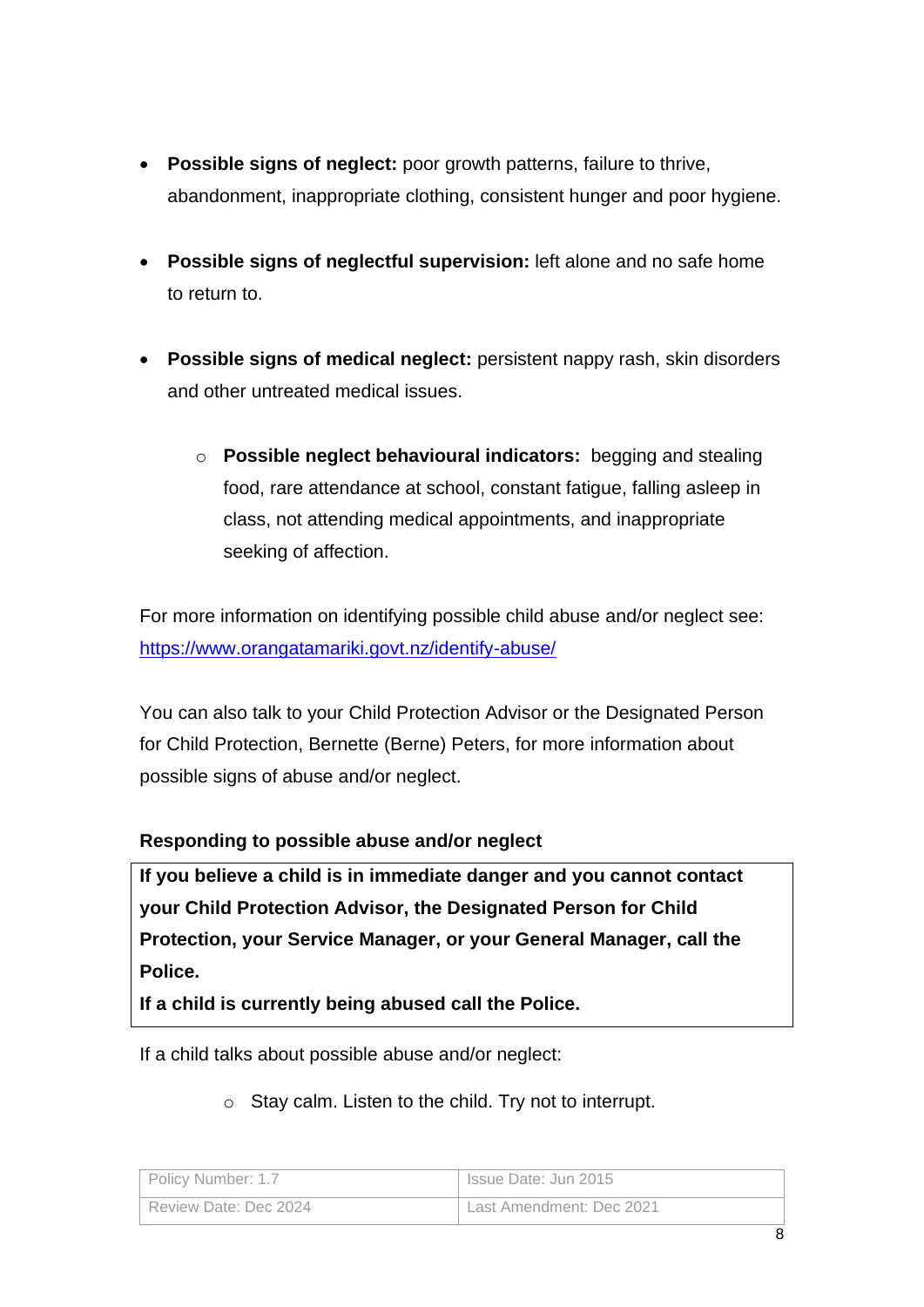- **Possible signs of neglect:** poor growth patterns, failure to thrive, abandonment, inappropriate clothing, consistent hunger and poor hygiene.

- **Possible signs of neglectful supervision:** left alone and no safe home to return to.

- **Possible signs of medical neglect:** persistent nappy rash, skin disorders and other untreated medical issues.

    - **Possible neglect behavioural indicators:** begging and stealing food, rare attendance at school, constant fatigue, falling asleep in class, not attending medical appointments, and inappropriate seeking of affection.

For more information on identifying possible child abuse and/or neglect see: [https://www.orangatamariki.govt.nz/identify-abuse/](https://www.orangatamariki.govt.nz/identify-abuse/)

You can also talk to your Child Protection Advisor or the Designated Person for Child Protection, Bernette (Berne) Peters, for more information about possible signs of abuse and/or neglect.

**Responding to possible abuse and/or neglect**

**If you believe a child is in immediate danger and you cannot contact your Child Protection Advisor, the Designated Person for Child Protection, your Service Manager, or your General Manager, call the Police.**
**If a child is currently being abused call the Police.**

If a child talks about possible abuse and/or neglect:

- Stay calm. Listen to the child. Try not to interrupt.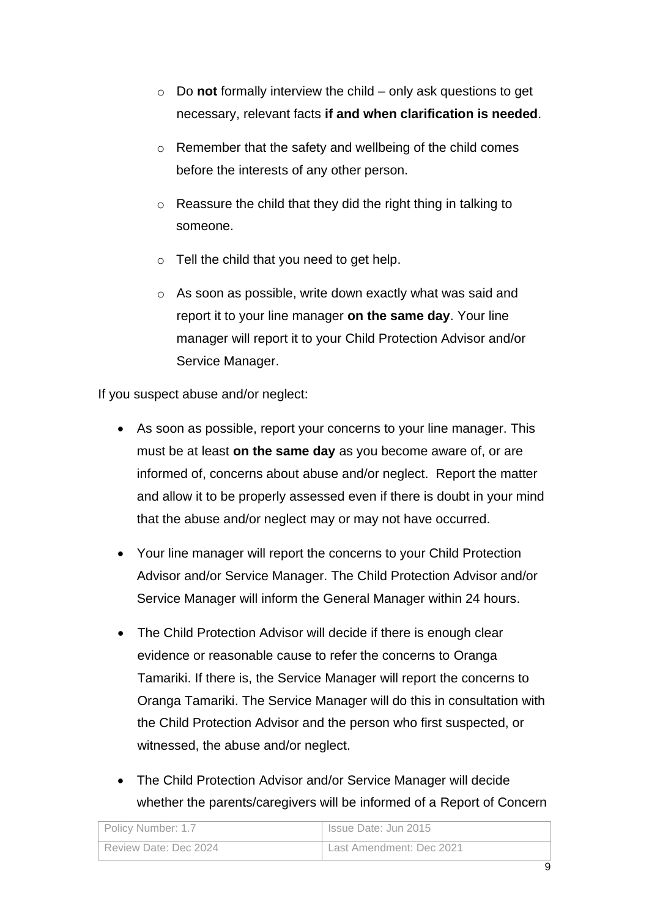- Do **not** formally interview the child – only ask questions to get necessary, relevant facts **if and when clarification is needed**.
  - Remember that the safety and wellbeing of the child comes before the interests of any other person.
  - Reassure the child that they did the right thing in talking to someone.
  - Tell the child that you need to get help.
  - As soon as possible, write down exactly what was said and report it to your line manager **on the same day**. Your line manager will report it to your Child Protection Advisor and/or Service Manager.

If you suspect abuse and/or neglect:

- As soon as possible, report your concerns to your line manager. This must be at least **on the same day** as you become aware of, or are informed of, concerns about abuse and/or neglect. Report the matter and allow it to be properly assessed even if there is doubt in your mind that the abuse and/or neglect may or may not have occurred.
- Your line manager will report the concerns to your Child Protection Advisor and/or Service Manager. The Child Protection Advisor and/or Service Manager will inform the General Manager within 24 hours.
- The Child Protection Advisor will decide if there is enough clear evidence or reasonable cause to refer the concerns to Oranga Tamariki. If there is, the Service Manager will report the concerns to Oranga Tamariki. The Service Manager will do this in consultation with the Child Protection Advisor and the person who first suspected, or witnessed, the abuse and/or neglect.
- The Child Protection Advisor and/or Service Manager will decide whether the parents/caregivers will be informed of a Report of Concern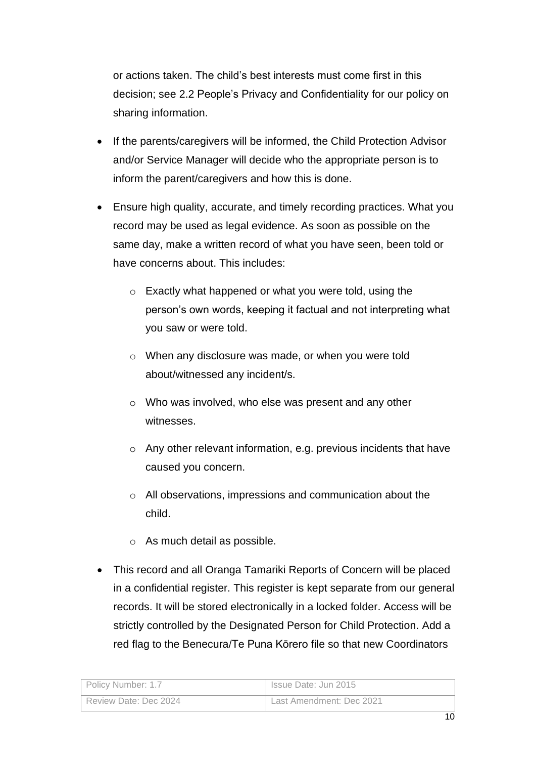or actions taken. The child's best interests must come first in this decision; see 2.2 People's Privacy and Confidentiality for our policy on sharing information.

- If the parents/caregivers will be informed, the Child Protection Advisor and/or Service Manager will decide who the appropriate person is to inform the parent/caregivers and how this is done.
- Ensure high quality, accurate, and timely recording practices. What you record may be used as legal evidence. As soon as possible on the same day, make a written record of what you have seen, been told or have concerns about. This includes:
  - Exactly what happened or what you were told, using the person's own words, keeping it factual and not interpreting what you saw or were told.
  - When any disclosure was made, or when you were told about/witnessed any incident/s.
  - Who was involved, who else was present and any other witnesses.
  - Any other relevant information, e.g. previous incidents that have caused you concern.
  - All observations, impressions and communication about the child.
  - As much detail as possible.
- This record and all Oranga Tamariki Reports of Concern will be placed in a confidential register. This register is kept separate from our general records. It will be stored electronically in a locked folder. Access will be strictly controlled by the Designated Person for Child Protection. Add a red flag to the Benecura/Te Puna Kōrero file so that new Coordinators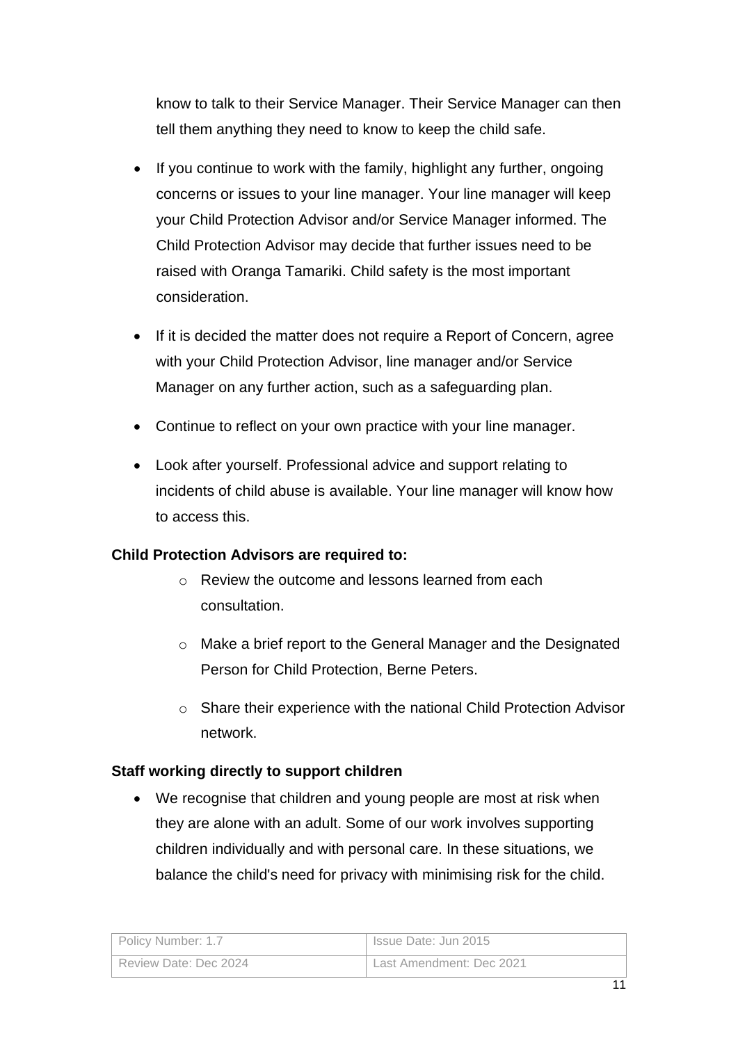know to talk to their Service Manager. Their Service Manager can then tell them anything they need to know to keep the child safe.

- If you continue to work with the family, highlight any further, ongoing concerns or issues to your line manager. Your line manager will keep your Child Protection Advisor and/or Service Manager informed. The Child Protection Advisor may decide that further issues need to be raised with Oranga Tamariki. Child safety is the most important consideration.
- If it is decided the matter does not require a Report of Concern, agree with your Child Protection Advisor, line manager and/or Service Manager on any further action, such as a safeguarding plan.
- Continue to reflect on your own practice with your line manager.
- Look after yourself. Professional advice and support relating to incidents of child abuse is available. Your line manager will know how to access this.

**Child Protection Advisors are required to:**

- Review the outcome and lessons learned from each consultation.
- Make a brief report to the General Manager and the Designated Person for Child Protection, Berne Peters.
- Share their experience with the national Child Protection Advisor network.

**Staff working directly to support children**

- We recognise that children and young people are most at risk when they are alone with an adult. Some of our work involves supporting children individually and with personal care. In these situations, we balance the child's need for privacy with minimising risk for the child.

| Policy Number: 1.7 | Issue Date: Jun 2015 |
|---|---|
| Review Date: Dec 2024 | Last Amendment: Dec 2021 |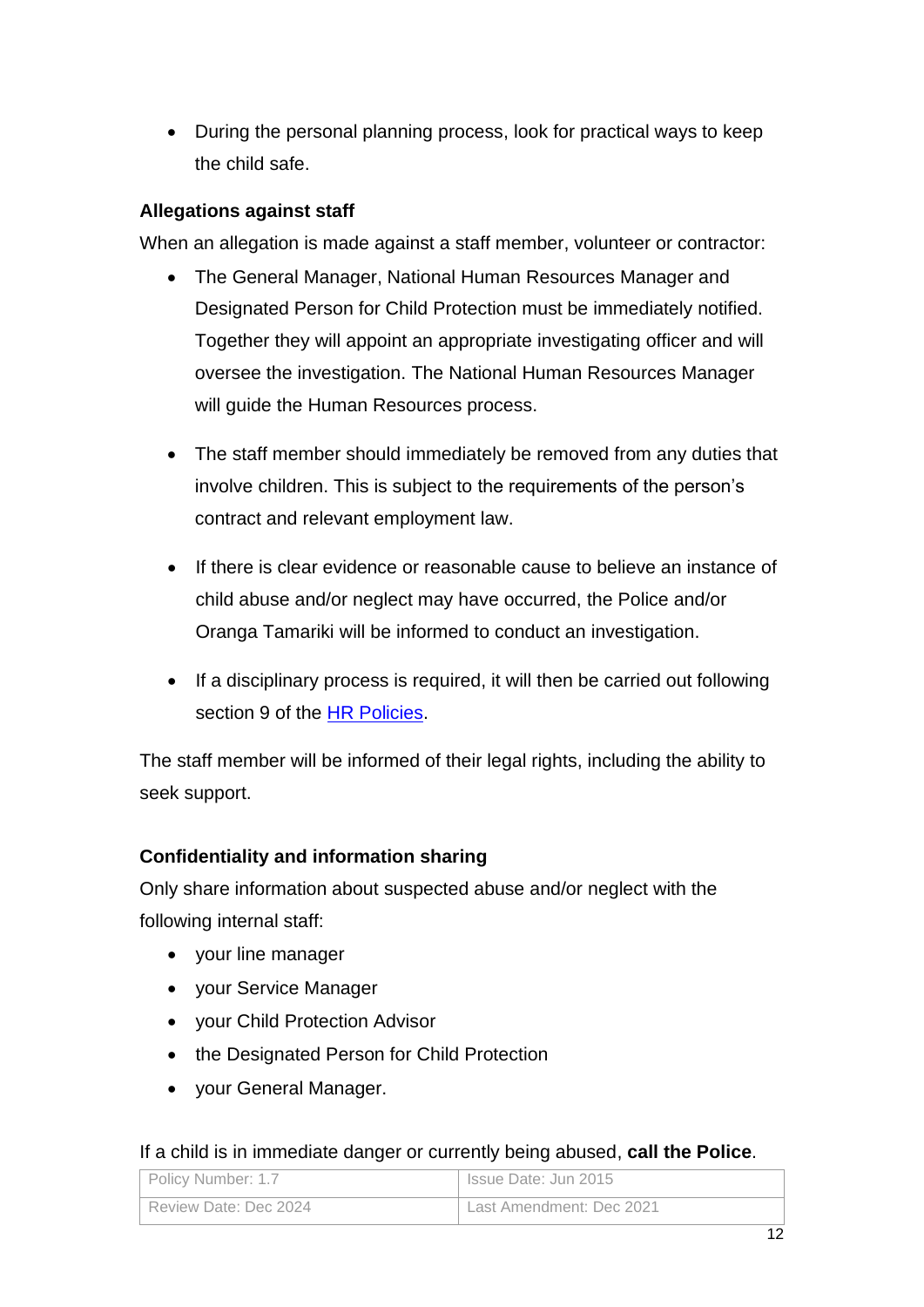- During the personal planning process, look for practical ways to keep the child safe.

**Allegations against staff**

When an allegation is made against a staff member, volunteer or contractor:

- The General Manager, National Human Resources Manager and Designated Person for Child Protection must be immediately notified. Together they will appoint an appropriate investigating officer and will oversee the investigation. The National Human Resources Manager will guide the Human Resources process.

- The staff member should immediately be removed from any duties that involve children. This is subject to the requirements of the person's contract and relevant employment law.

- If there is clear evidence or reasonable cause to believe an instance of child abuse and/or neglect may have occurred, the Police and/or Oranga Tamariki will be informed to conduct an investigation.

- If a disciplinary process is required, it will then be carried out following section 9 of the HR Policies.

The staff member will be informed of their legal rights, including the ability to seek support.

**Confidentiality and information sharing**

Only share information about suspected abuse and/or neglect with the following internal staff:

- your line manager
- your Service Manager
- your Child Protection Advisor
- the Designated Person for Child Protection
- your General Manager.

If a child is in immediate danger or currently being abused, **call the Police**.

| Policy Number: 1.7 | Issue Date: Jun 2015 |
|---|---|
| Review Date: Dec 2024 | Last Amendment: Dec 2021 |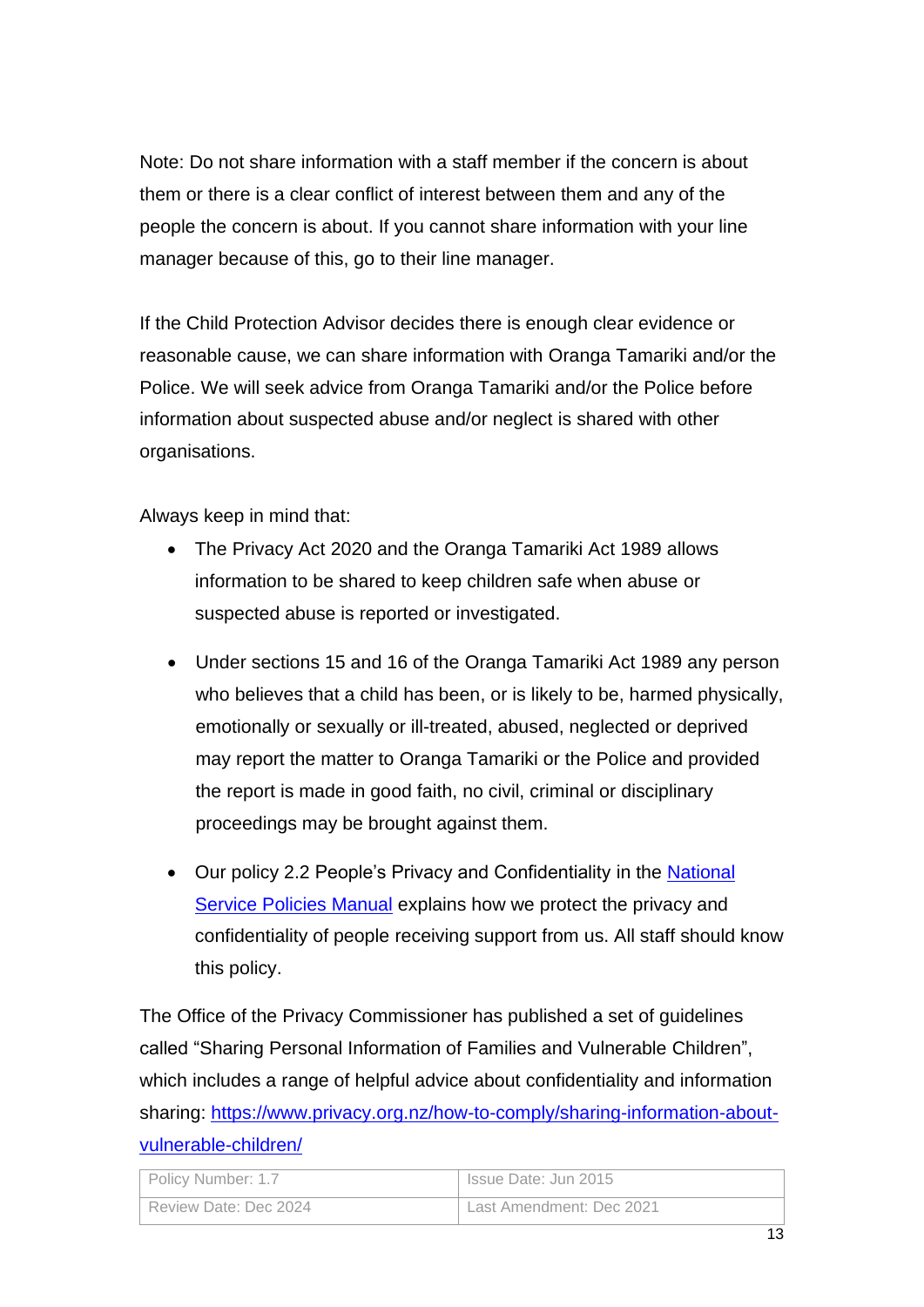Note: Do not share information with a staff member if the concern is about them or there is a clear conflict of interest between them and any of the people the concern is about. If you cannot share information with your line manager because of this, go to their line manager.

If the Child Protection Advisor decides there is enough clear evidence or reasonable cause, we can share information with Oranga Tamariki and/or the Police. We will seek advice from Oranga Tamariki and/or the Police before information about suspected abuse and/or neglect is shared with other organisations.

Always keep in mind that:

- The Privacy Act 2020 and the Oranga Tamariki Act 1989 allows information to be shared to keep children safe when abuse or suspected abuse is reported or investigated.
- Under sections 15 and 16 of the Oranga Tamariki Act 1989 any person who believes that a child has been, or is likely to be, harmed physically, emotionally or sexually or ill-treated, abused, neglected or deprived may report the matter to Oranga Tamariki or the Police and provided the report is made in good faith, no civil, criminal or disciplinary proceedings may be brought against them.
- Our policy 2.2 People's Privacy and Confidentiality in the National Service Policies Manual explains how we protect the privacy and confidentiality of people receiving support from us. All staff should know this policy.

The Office of the Privacy Commissioner has published a set of guidelines called "Sharing Personal Information of Families and Vulnerable Children", which includes a range of helpful advice about confidentiality and information sharing: https://www.privacy.org.nz/how-to-comply/sharing-information-about-vulnerable-children/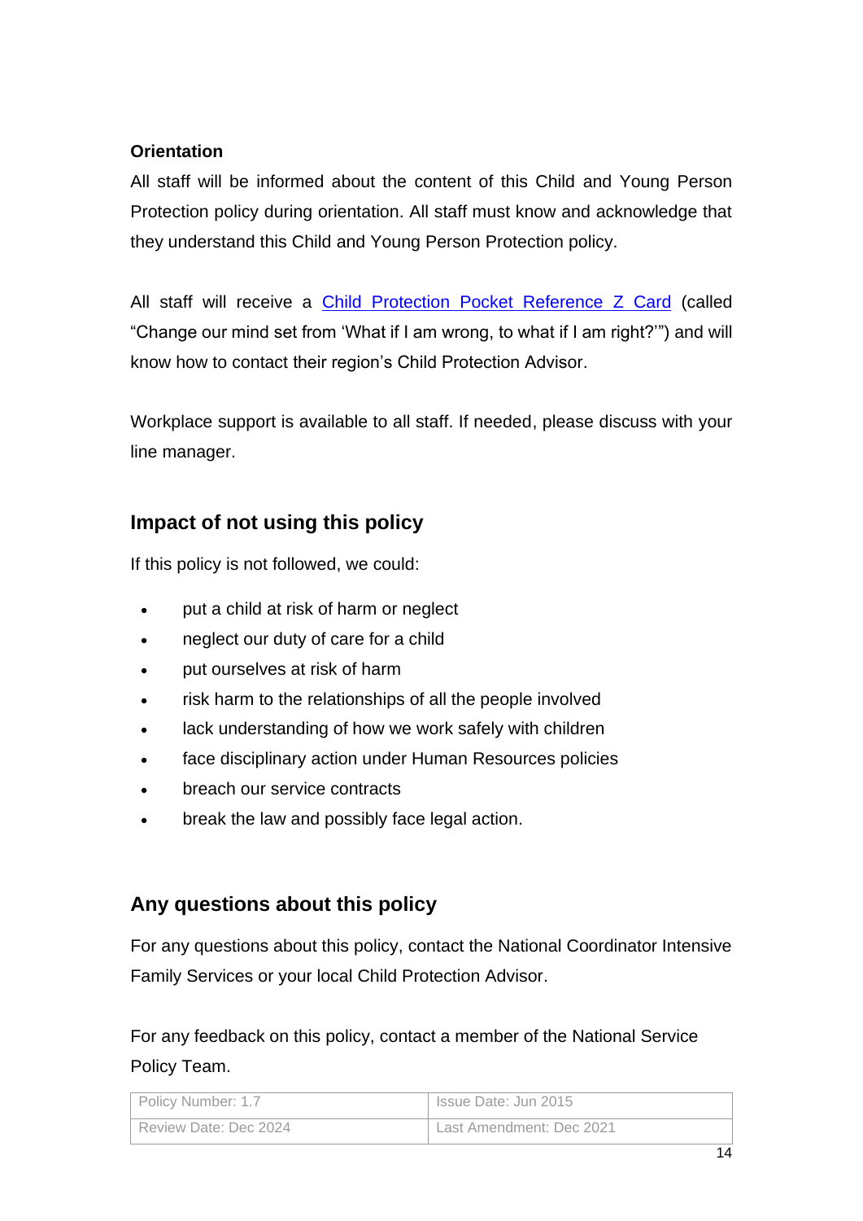**Orientation**

All staff will be informed about the content of this Child and Young Person Protection policy during orientation. All staff must know and acknowledge that they understand this Child and Young Person Protection policy.

All staff will receive a [Child Protection Pocket Reference Z Card]() (called "Change our mind set from 'What if I am wrong, to what if I am right?'") and will know how to contact their region's Child Protection Advisor.

Workplace support is available to all staff. If needed, please discuss with your line manager.

## Impact of not using this policy

If this policy is not followed, we could:

- put a child at risk of harm or neglect
- neglect our duty of care for a child
- put ourselves at risk of harm
- risk harm to the relationships of all the people involved
- lack understanding of how we work safely with children
- face disciplinary action under Human Resources policies
- breach our service contracts
- break the law and possibly face legal action.

## Any questions about this policy

For any questions about this policy, contact the National Coordinator Intensive Family Services or your local Child Protection Advisor.

For any feedback on this policy, contact a member of the National Service Policy Team.

| Policy Number: 1.7 | Issue Date: Jun 2015 |
|---|---|
| Review Date: Dec 2024 | Last Amendment: Dec 2021 |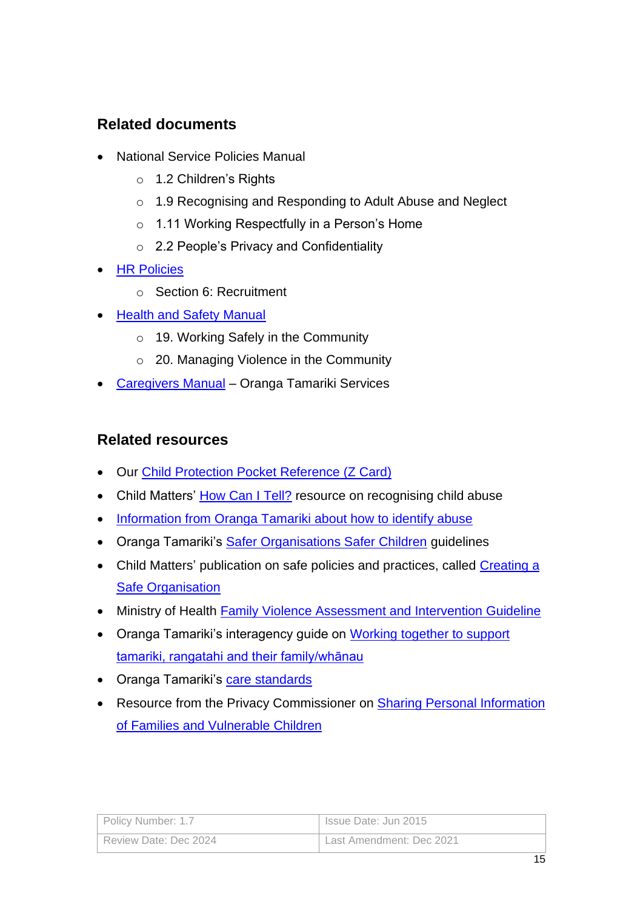## Related documents

- National Service Policies Manual
  - 1.2 Children's Rights
  - 1.9 Recognising and Responding to Adult Abuse and Neglect
  - 1.11 Working Respectfully in a Person's Home
  - 2.2 People's Privacy and Confidentiality
- HR Policies
  - Section 6: Recruitment
- Health and Safety Manual
  - 19. Working Safely in the Community
  - 20. Managing Violence in the Community
- Caregivers Manual – Oranga Tamariki Services

## Related resources

- Our Child Protection Pocket Reference (Z Card)
- Child Matters' How Can I Tell? resource on recognising child abuse
- Information from Oranga Tamariki about how to identify abuse
- Oranga Tamariki's Safer Organisations Safer Children guidelines
- Child Matters' publication on safe policies and practices, called Creating a Safe Organisation
- Ministry of Health Family Violence Assessment and Intervention Guideline
- Oranga Tamariki's interagency guide on Working together to support tamariki, rangatahi and their family/whānau
- Oranga Tamariki's care standards
- Resource from the Privacy Commissioner on Sharing Personal Information of Families and Vulnerable Children

| Policy Number: 1.7 | Issue Date: Jun 2015 |
|---|---|
| Review Date: Dec 2024 | Last Amendment: Dec 2021 |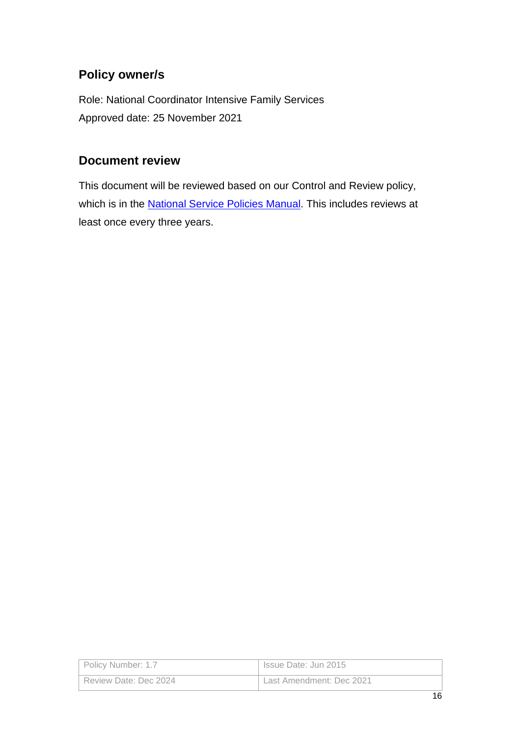## Policy owner/s

Role: National Coordinator Intensive Family Services
Approved date: 25 November 2021

## Document review

This document will be reviewed based on our Control and Review policy, which is in the National Service Policies Manual. This includes reviews at least once every three years.